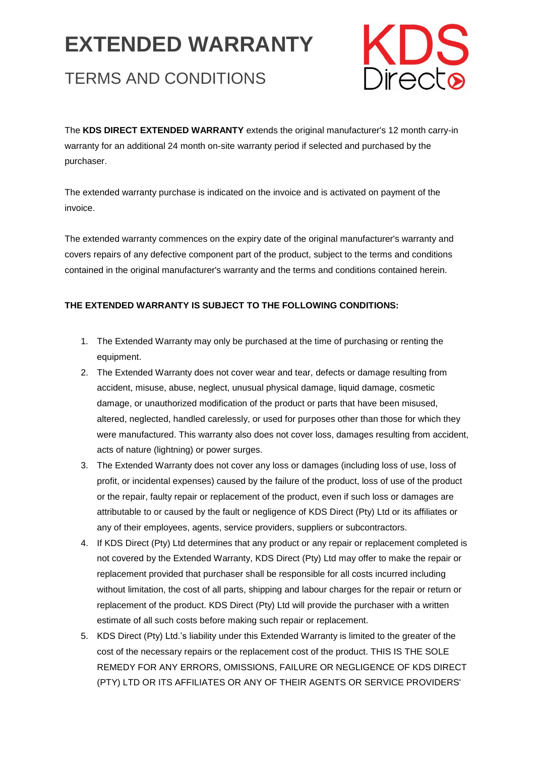# EXTENDED WARRANTY

## TERMS AND CONDITIONS

KDS Direct

The **KDS DIRECT EXTENDED WARRANTY** extends the original manufacturer's 12 month carry-in warranty for an additional 24 month on-site warranty period if selected and purchased by the purchaser.

The extended warranty purchase is indicated on the invoice and is activated on payment of the invoice.

The extended warranty commences on the expiry date of the original manufacturer's warranty and covers repairs of any defective component part of the product, subject to the terms and conditions contained in the original manufacturer's warranty and the terms and conditions contained herein.

**THE EXTENDED WARRANTY IS SUBJECT TO THE FOLLOWING CONDITIONS:**

1. The Extended Warranty may only be purchased at the time of purchasing or renting the equipment.
2. The Extended Warranty does not cover wear and tear, defects or damage resulting from accident, misuse, abuse, neglect, unusual physical damage, liquid damage, cosmetic damage, or unauthorized modification of the product or parts that have been misused, altered, neglected, handled carelessly, or used for purposes other than those for which they were manufactured. This warranty also does not cover loss, damages resulting from accident, acts of nature (lightning) or power surges.
3. The Extended Warranty does not cover any loss or damages (including loss of use, loss of profit, or incidental expenses) caused by the failure of the product, loss of use of the product or the repair, faulty repair or replacement of the product, even if such loss or damages are attributable to or caused by the fault or negligence of KDS Direct (Pty) Ltd or its affiliates or any of their employees, agents, service providers, suppliers or subcontractors.
4. If KDS Direct (Pty) Ltd determines that any product or any repair or replacement completed is not covered by the Extended Warranty, KDS Direct (Pty) Ltd may offer to make the repair or replacement provided that purchaser shall be responsible for all costs incurred including without limitation, the cost of all parts, shipping and labour charges for the repair or return or replacement of the product. KDS Direct (Pty) Ltd will provide the purchaser with a written estimate of all such costs before making such repair or replacement.
5. KDS Direct (Pty) Ltd.'s liability under this Extended Warranty is limited to the greater of the cost of the necessary repairs or the replacement cost of the product. THIS IS THE SOLE REMEDY FOR ANY ERRORS, OMISSIONS, FAILURE OR NEGLIGENCE OF KDS DIRECT (PTY) LTD OR ITS AFFILIATES OR ANY OF THEIR AGENTS OR SERVICE PROVIDERS'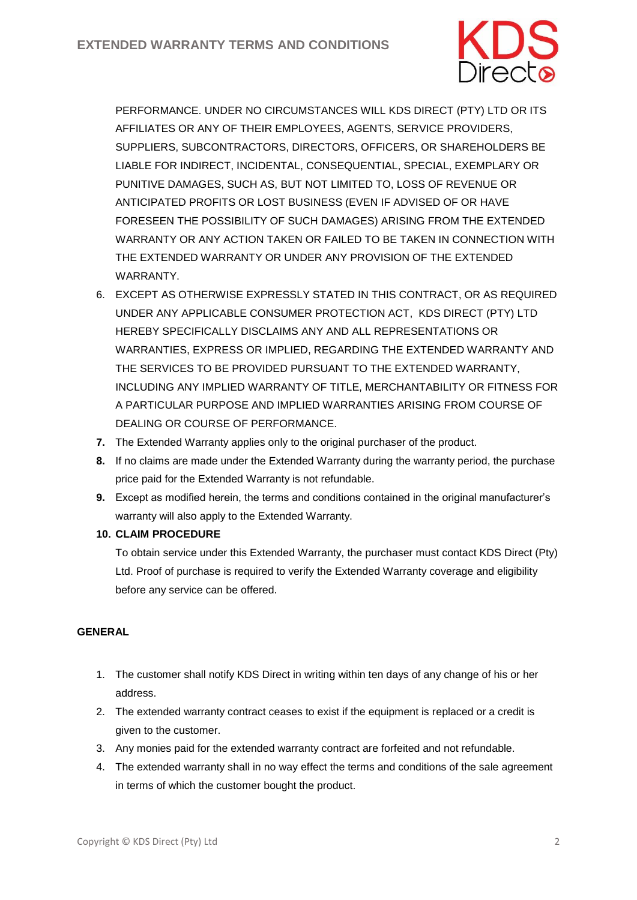PERFORMANCE. UNDER NO CIRCUMSTANCES WILL KDS DIRECT (PTY) LTD OR ITS AFFILIATES OR ANY OF THEIR EMPLOYEES, AGENTS, SERVICE PROVIDERS, SUPPLIERS, SUBCONTRACTORS, DIRECTORS, OFFICERS, OR SHAREHOLDERS BE LIABLE FOR INDIRECT, INCIDENTAL, CONSEQUENTIAL, SPECIAL, EXEMPLARY OR PUNITIVE DAMAGES, SUCH AS, BUT NOT LIMITED TO, LOSS OF REVENUE OR ANTICIPATED PROFITS OR LOST BUSINESS (EVEN IF ADVISED OF OR HAVE FORESEEN THE POSSIBILITY OF SUCH DAMAGES) ARISING FROM THE EXTENDED WARRANTY OR ANY ACTION TAKEN OR FAILED TO BE TAKEN IN CONNECTION WITH THE EXTENDED WARRANTY OR UNDER ANY PROVISION OF THE EXTENDED WARRANTY.

6. EXCEPT AS OTHERWISE EXPRESSLY STATED IN THIS CONTRACT, OR AS REQUIRED UNDER ANY APPLICABLE CONSUMER PROTECTION ACT, KDS DIRECT (PTY) LTD HEREBY SPECIFICALLY DISCLAIMS ANY AND ALL REPRESENTATIONS OR WARRANTIES, EXPRESS OR IMPLIED, REGARDING THE EXTENDED WARRANTY AND THE SERVICES TO BE PROVIDED PURSUANT TO THE EXTENDED WARRANTY, INCLUDING ANY IMPLIED WARRANTY OF TITLE, MERCHANTABILITY OR FITNESS FOR A PARTICULAR PURPOSE AND IMPLIED WARRANTIES ARISING FROM COURSE OF DEALING OR COURSE OF PERFORMANCE.
7. The Extended Warranty applies only to the original purchaser of the product.
8. If no claims are made under the Extended Warranty during the warranty period, the purchase price paid for the Extended Warranty is not refundable.
9. Except as modified herein, the terms and conditions contained in the original manufacturer's warranty will also apply to the Extended Warranty.
10. **CLAIM PROCEDURE**

    To obtain service under this Extended Warranty, the purchaser must contact KDS Direct (Pty) Ltd. Proof of purchase is required to verify the Extended Warranty coverage and eligibility before any service can be offered.

**GENERAL**

1. The customer shall notify KDS Direct in writing within ten days of any change of his or her address.
2. The extended warranty contract ceases to exist if the equipment is replaced or a credit is given to the customer.
3. Any monies paid for the extended warranty contract are forfeited and not refundable.
4. The extended warranty shall in no way effect the terms and conditions of the sale agreement in terms of which the customer bought the product.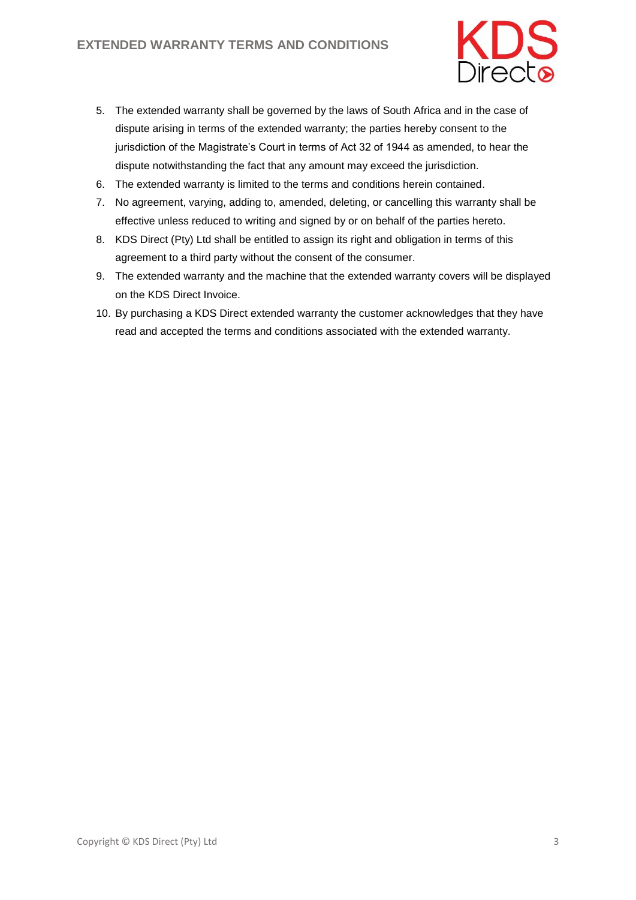5. The extended warranty shall be governed by the laws of South Africa and in the case of dispute arising in terms of the extended warranty; the parties hereby consent to the jurisdiction of the Magistrate's Court in terms of Act 32 of 1944 as amended, to hear the dispute notwithstanding the fact that any amount may exceed the jurisdiction.
6. The extended warranty is limited to the terms and conditions herein contained.
7. No agreement, varying, adding to, amended, deleting, or cancelling this warranty shall be effective unless reduced to writing and signed by or on behalf of the parties hereto.
8. KDS Direct (Pty) Ltd shall be entitled to assign its right and obligation in terms of this agreement to a third party without the consent of the consumer.
9. The extended warranty and the machine that the extended warranty covers will be displayed on the KDS Direct Invoice.
10. By purchasing a KDS Direct extended warranty the customer acknowledges that they have read and accepted the terms and conditions associated with the extended warranty.